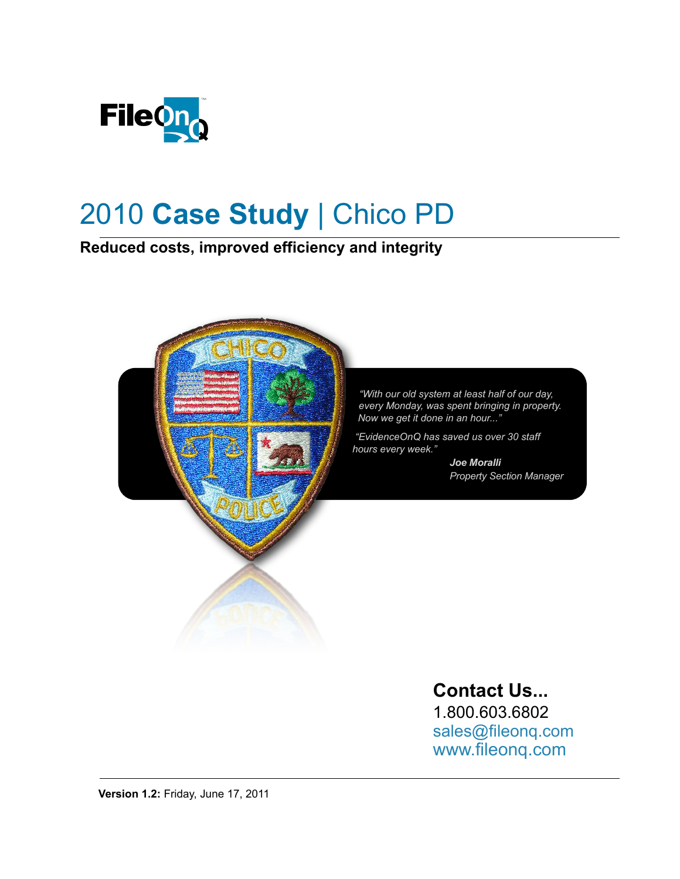FileOnQ™

# 2010 **Case Study** | Chico PD

**Reduced costs, improved efficiency and integrity**

*"With our old system at least half of our day, every Monday, was spent bringing in property. Now we get it done in an hour..."*

*"EvidenceOnQ has saved us over 30 staff hours every week."*

***Joe Moralli***
*Property Section Manager*

## Contact Us...

1.800.603.6802
sales@fileonq.com
www.fileonq.com

**Version 1.2:** Friday, June 17, 2011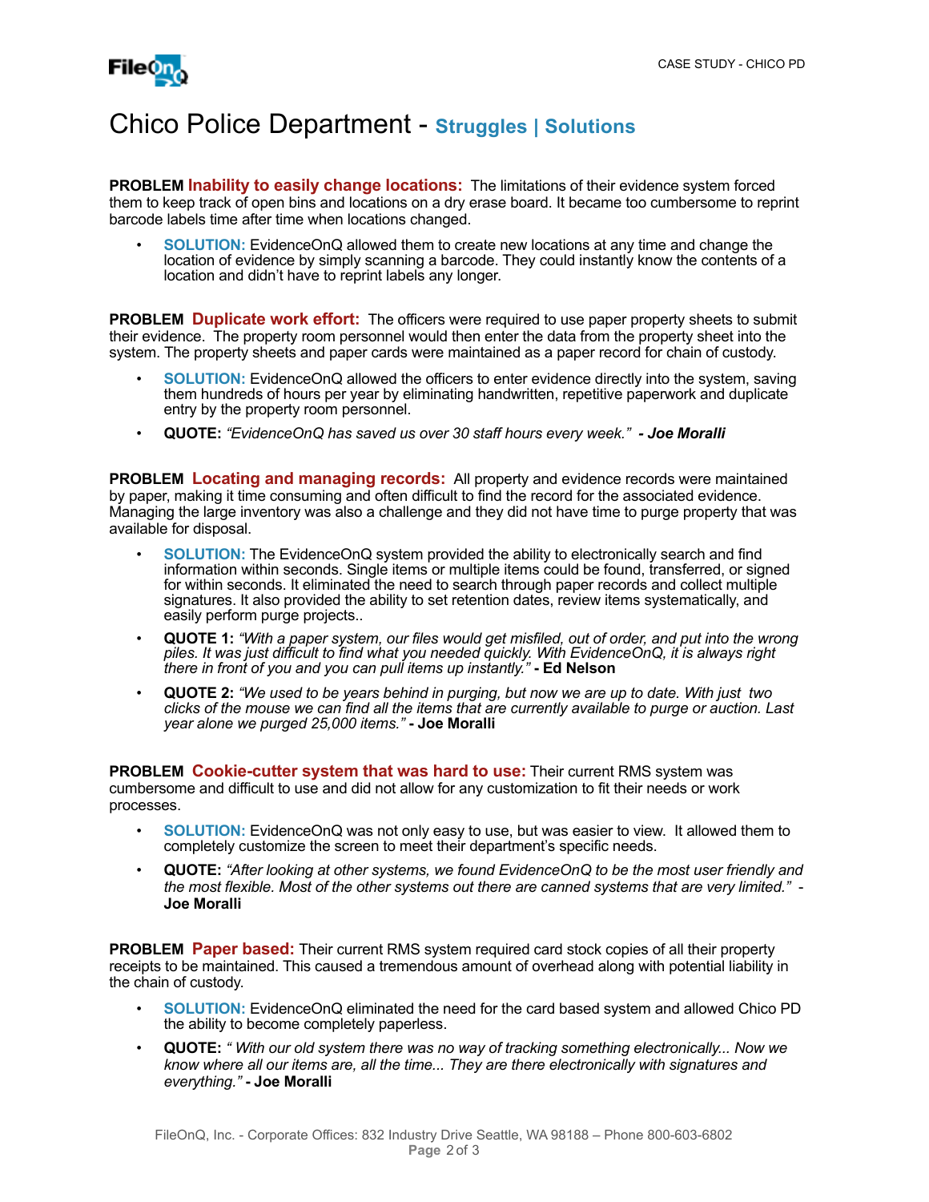// Chico Police Department - **Struggles | Solutions**

**PROBLEM Inability to easily change locations:** The limitations of their evidence system forced them to keep track of open bins and locations on a dry erase board. It became too cumbersome to reprint barcode labels time after time when locations changed.

- **SOLUTION:** EvidenceOnQ allowed them to create new locations at any time and change the location of evidence by simply scanning a barcode. They could instantly know the contents of a location and didn't have to reprint labels any longer.

**PROBLEM Duplicate work effort:** The officers were required to use paper property sheets to submit their evidence. The property room personnel would then enter the data from the property sheet into the system. The property sheets and paper cards were maintained as a paper record for chain of custody.

- **SOLUTION:** EvidenceOnQ allowed the officers to enter evidence directly into the system, saving them hundreds of hours per year by eliminating handwritten, repetitive paperwork and duplicate entry by the property room personnel.
- **QUOTE:** *"EvidenceOnQ has saved us over 30 staff hours every week."* ***- Joe Moralli***

**PROBLEM Locating and managing records:** All property and evidence records were maintained by paper, making it time consuming and often difficult to find the record for the associated evidence. Managing the large inventory was also a challenge and they did not have time to purge property that was available for disposal.

- **SOLUTION:** The EvidenceOnQ system provided the ability to electronically search and find information within seconds. Single items or multiple items could be found, transferred, or signed for within seconds. It eliminated the need to search through paper records and collect multiple signatures. It also provided the ability to set retention dates, review items systematically, and easily perform purge projects..
- **QUOTE 1:** *"With a paper system, our files would get misfiled, out of order, and put into the wrong piles. It was just difficult to find what you needed quickly. With EvidenceOnQ, it is always right there in front of you and you can pull items up instantly."* **- Ed Nelson**
- **QUOTE 2:** *"We used to be years behind in purging, but now we are up to date. With just two clicks of the mouse we can find all the items that are currently available to purge or auction. Last year alone we purged 25,000 items."* **- Joe Moralli**

**PROBLEM Cookie-cutter system that was hard to use:** Their current RMS system was cumbersome and difficult to use and did not allow for any customization to fit their needs or work processes.

- **SOLUTION:** EvidenceOnQ was not only easy to use, but was easier to view. It allowed them to completely customize the screen to meet their department's specific needs.
- **QUOTE:** *"After looking at other systems, we found EvidenceOnQ to be the most user friendly and the most flexible. Most of the other systems out there are canned systems that are very limited."* **- Joe Moralli**

**PROBLEM Paper based:** Their current RMS system required card stock copies of all their property receipts to be maintained. This caused a tremendous amount of overhead along with potential liability in the chain of custody.

- **SOLUTION:** EvidenceOnQ eliminated the need for the card based system and allowed Chico PD the ability to become completely paperless.
- **QUOTE:** *" With our old system there was no way of tracking something electronically... Now we know where all our items are, all the time... They are there electronically with signatures and everything."* **- Joe Moralli**

FileOnQ, Inc. - Corporate Offices: 832 Industry Drive Seattle, WA 98188 – Phone 800-603-6802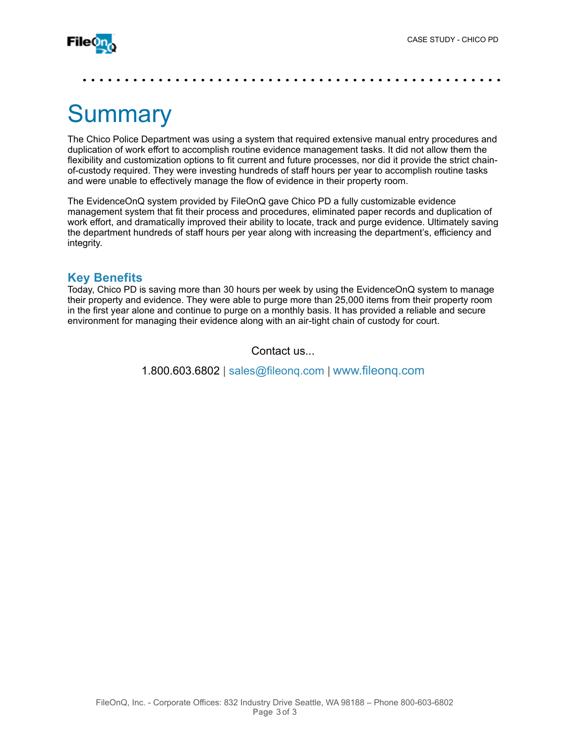# Summary

The Chico Police Department was using a system that required extensive manual entry procedures and duplication of work effort to accomplish routine evidence management tasks. It did not allow them the flexibility and customization options to fit current and future processes, nor did it provide the strict chain-of-custody required. They were investing hundreds of staff hours per year to accomplish routine tasks and were unable to effectively manage the flow of evidence in their property room.

The EvidenceOnQ system provided by FileOnQ gave Chico PD a fully customizable evidence management system that fit their process and procedures, eliminated paper records and duplication of work effort, and dramatically improved their ability to locate, track and purge evidence. Ultimately saving the department hundreds of staff hours per year along with increasing the department's, efficiency and integrity.

## Key Benefits

Today, Chico PD is saving more than 30 hours per week by using the EvidenceOnQ system to manage their property and evidence. They were able to purge more than 25,000 items from their property room in the first year alone and continue to purge on a monthly basis. It has provided a reliable and secure environment for managing their evidence along with an air-tight chain of custody for court.

Contact us...

1.800.603.6802 | sales@fileonq.com | www.fileonq.com